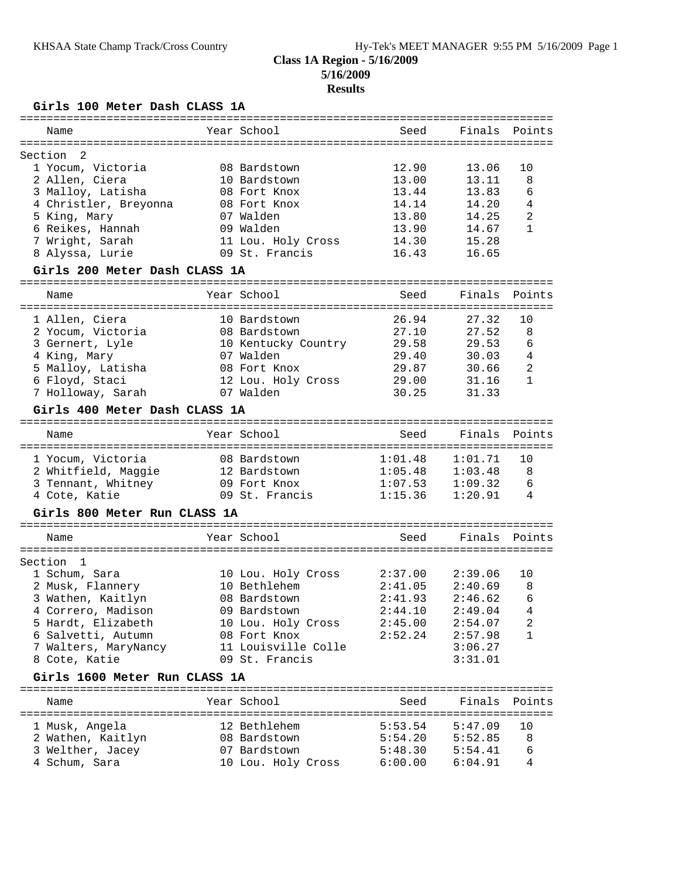# Class 1A Region - 5/16/2009

**5/16/2009**

**Results**

## Girls 100 Meter Dash CLASS 1A

Section 2

| Place | Name | Year | School | Seed | Finals | Points |
|---|---|---|---|---|---|---|
| 1 | Yocum, Victoria | 08 | Bardstown | 12.90 | 13.06 | 10 |
| 2 | Allen, Ciera | 10 | Bardstown | 13.00 | 13.11 | 8 |
| 3 | Malloy, Latisha | 08 | Fort Knox | 13.44 | 13.83 | 6 |
| 4 | Christler, Breyonna | 08 | Fort Knox | 14.14 | 14.20 | 4 |
| 5 | King, Mary | 07 | Walden | 13.80 | 14.25 | 2 |
| 6 | Reikes, Hannah | 09 | Walden | 13.90 | 14.67 | 1 |
| 7 | Wright, Sarah | 11 | Lou. Holy Cross | 14.30 | 15.28 | |
| 8 | Alyssa, Lurie | 09 | St. Francis | 16.43 | 16.65 | |

## Girls 200 Meter Dash CLASS 1A

| Place | Name | Year | School | Seed | Finals | Points |
|---|---|---|---|---|---|---|
| 1 | Allen, Ciera | 10 | Bardstown | 26.94 | 27.32 | 10 |
| 2 | Yocum, Victoria | 08 | Bardstown | 27.10 | 27.52 | 8 |
| 3 | Gernert, Lyle | 10 | Kentucky Country | 29.58 | 29.53 | 6 |
| 4 | King, Mary | 07 | Walden | 29.40 | 30.03 | 4 |
| 5 | Malloy, Latisha | 08 | Fort Knox | 29.87 | 30.66 | 2 |
| 6 | Floyd, Staci | 12 | Lou. Holy Cross | 29.00 | 31.16 | 1 |
| 7 | Holloway, Sarah | 07 | Walden | 30.25 | 31.33 | |

## Girls 400 Meter Dash CLASS 1A

| Place | Name | Year | School | Seed | Finals | Points |
|---|---|---|---|---|---|---|
| 1 | Yocum, Victoria | 08 | Bardstown | 1:01.48 | 1:01.71 | 10 |
| 2 | Whitfield, Maggie | 12 | Bardstown | 1:05.48 | 1:03.48 | 8 |
| 3 | Tennant, Whitney | 09 | Fort Knox | 1:07.53 | 1:09.32 | 6 |
| 4 | Cote, Katie | 09 | St. Francis | 1:15.36 | 1:20.91 | 4 |

## Girls 800 Meter Run CLASS 1A

Section 1

| Place | Name | Year | School | Seed | Finals | Points |
|---|---|---|---|---|---|---|
| 1 | Schum, Sara | 10 | Lou. Holy Cross | 2:37.00 | 2:39.06 | 10 |
| 2 | Musk, Flannery | 10 | Bethlehem | 2:41.05 | 2:40.69 | 8 |
| 3 | Wathen, Kaitlyn | 08 | Bardstown | 2:41.93 | 2:46.62 | 6 |
| 4 | Correro, Madison | 09 | Bardstown | 2:44.10 | 2:49.04 | 4 |
| 5 | Hardt, Elizabeth | 10 | Lou. Holy Cross | 2:45.00 | 2:54.07 | 2 |
| 6 | Salvetti, Autumn | 08 | Fort Knox | 2:52.24 | 2:57.98 | 1 |
| 7 | Walters, MaryNancy | 11 | Louisville Colle | | 3:06.27 | |
| 8 | Cote, Katie | 09 | St. Francis | | 3:31.01 | |

## Girls 1600 Meter Run CLASS 1A

| Place | Name | Year | School | Seed | Finals | Points |
|---|---|---|---|---|---|---|
| 1 | Musk, Angela | 12 | Bethlehem | 5:53.54 | 5:47.09 | 10 |
| 2 | Wathen, Kaitlyn | 08 | Bardstown | 5:54.20 | 5:52.85 | 8 |
| 3 | Welther, Jacey | 07 | Bardstown | 5:48.30 | 5:54.41 | 6 |
| 4 | Schum, Sara | 10 | Lou. Holy Cross | 6:00.00 | 6:04.91 | 4 |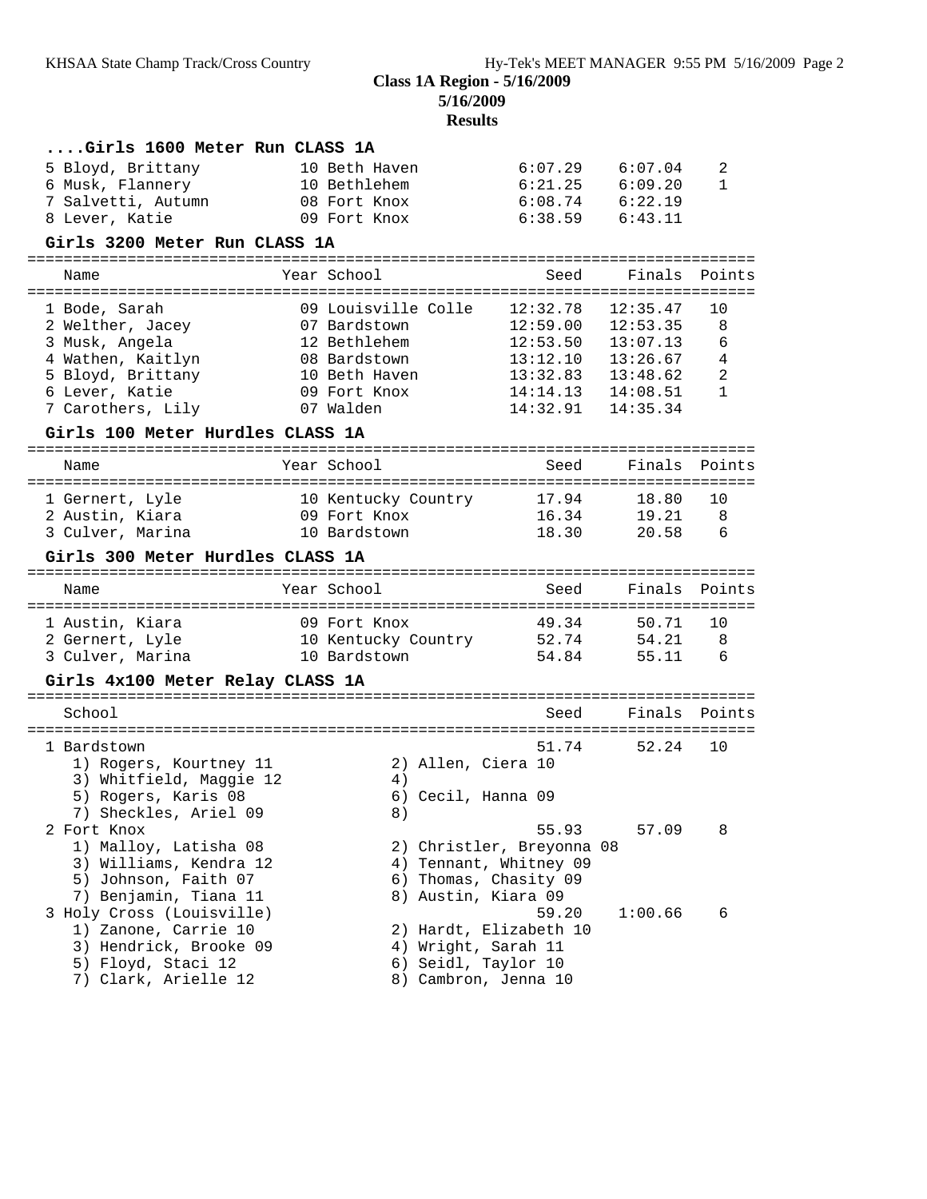**Class 1A Region - 5/16/2009**
**5/16/2009**
**Results**

### ....Girls 1600 Meter Run CLASS 1A

| Name | Year School | Seed | Finals | Points |
|---|---|---|---|---|
| 5 Bloyd, Brittany | 10 Beth Haven | 6:07.29 | 6:07.04 | 2 |
| 6 Musk, Flannery | 10 Bethlehem | 6:21.25 | 6:09.20 | 1 |
| 7 Salvetti, Autumn | 08 Fort Knox | 6:08.74 | 6:22.19 | |
| 8 Lever, Katie | 09 Fort Knox | 6:38.59 | 6:43.11 | |

### Girls 3200 Meter Run CLASS 1A

| Name | Year School | Seed | Finals | Points |
|---|---|---|---|---|
| 1 Bode, Sarah | 09 Louisville Colle | 12:32.78 | 12:35.47 | 10 |
| 2 Welther, Jacey | 07 Bardstown | 12:59.00 | 12:53.35 | 8 |
| 3 Musk, Angela | 12 Bethlehem | 12:53.50 | 13:07.13 | 6 |
| 4 Wathen, Kaitlyn | 08 Bardstown | 13:12.10 | 13:26.67 | 4 |
| 5 Bloyd, Brittany | 10 Beth Haven | 13:32.83 | 13:48.62 | 2 |
| 6 Lever, Katie | 09 Fort Knox | 14:14.13 | 14:08.51 | 1 |
| 7 Carothers, Lily | 07 Walden | 14:32.91 | 14:35.34 | |

### Girls 100 Meter Hurdles CLASS 1A

| Name | Year School | Seed | Finals | Points |
|---|---|---|---|---|
| 1 Gernert, Lyle | 10 Kentucky Country | 17.94 | 18.80 | 10 |
| 2 Austin, Kiara | 09 Fort Knox | 16.34 | 19.21 | 8 |
| 3 Culver, Marina | 10 Bardstown | 18.30 | 20.58 | 6 |

### Girls 300 Meter Hurdles CLASS 1A

| Name | Year School | Seed | Finals | Points |
|---|---|---|---|---|
| 1 Austin, Kiara | 09 Fort Knox | 49.34 | 50.71 | 10 |
| 2 Gernert, Lyle | 10 Kentucky Country | 52.74 | 54.21 | 8 |
| 3 Culver, Marina | 10 Bardstown | 54.84 | 55.11 | 6 |

### Girls 4x100 Meter Relay CLASS 1A

| School | Seed | Finals | Points |
|---|---|---|---|
| 1 Bardstown | 51.74 | 52.24 | 10 |
| 1) Rogers, Kourtney 11; 2) Allen, Ciera 10; 3) Whitfield, Maggie 12; 4); 5) Rogers, Karis 08; 6) Cecil, Hanna 09; 7) Sheckles, Ariel 09; 8) | | | |
| 2 Fort Knox | 55.93 | 57.09 | 8 |
| 1) Malloy, Latisha 08; 2) Christler, Breyonna 08; 3) Williams, Kendra 12; 4) Tennant, Whitney 09; 5) Johnson, Faith 07; 6) Thomas, Chasity 09; 7) Benjamin, Tiana 11; 8) Austin, Kiara 09 | | | |
| 3 Holy Cross (Louisville) | 59.20 | 1:00.66 | 6 |
| 1) Zanone, Carrie 10; 2) Hardt, Elizabeth 10; 3) Hendrick, Brooke 09; 4) Wright, Sarah 11; 5) Floyd, Staci 12; 6) Seidl, Taylor 10; 7) Clark, Arielle 12; 8) Cambron, Jenna 10 | | | |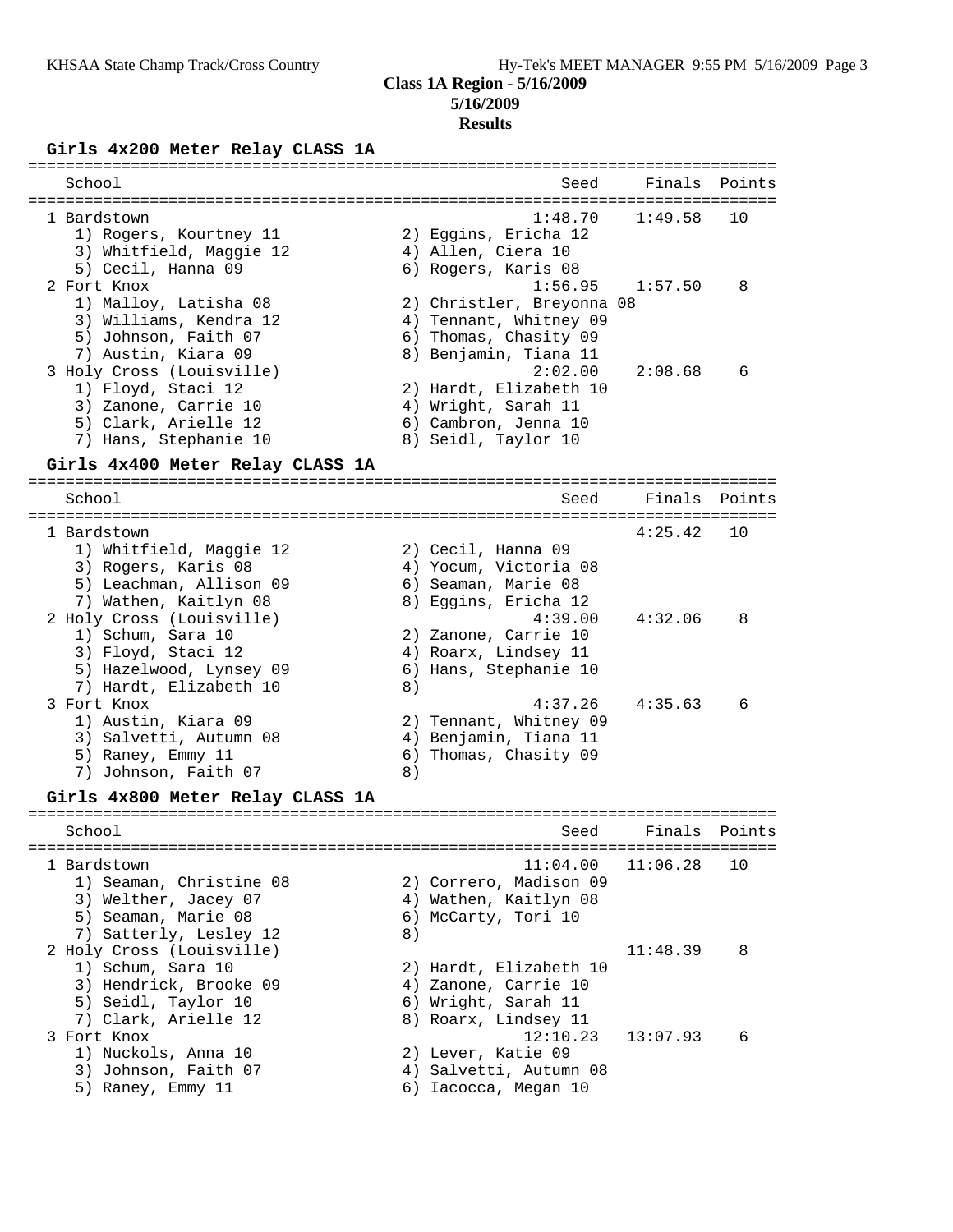**Class 1A Region - 5/16/2009**
**5/16/2009**
**Results**

## Girls 4x200 Meter Relay CLASS 1A

| School | Seed | Finals | Points |
|---|---|---|---|
| 1 Bardstown | 1:48.70 | 1:49.58 | 10 |
| 1) Rogers, Kourtney 11; 2) Eggins, Ericha 12; 3) Whitfield, Maggie 12; 4) Allen, Ciera 10; 5) Cecil, Hanna 09; 6) Rogers, Karis 08 | | | |
| 2 Fort Knox | 1:56.95 | 1:57.50 | 8 |
| 1) Malloy, Latisha 08; 2) Christler, Breyonna 08; 3) Williams, Kendra 12; 4) Tennant, Whitney 09; 5) Johnson, Faith 07; 6) Thomas, Chasity 09; 7) Austin, Kiara 09; 8) Benjamin, Tiana 11 | | | |
| 3 Holy Cross (Louisville) | 2:02.00 | 2:08.68 | 6 |
| 1) Floyd, Staci 12; 2) Hardt, Elizabeth 10; 3) Zanone, Carrie 10; 4) Wright, Sarah 11; 5) Clark, Arielle 12; 6) Cambron, Jenna 10; 7) Hans, Stephanie 10; 8) Seidl, Taylor 10 | | | |

## Girls 4x400 Meter Relay CLASS 1A

| School | Seed | Finals | Points |
|---|---|---|---|
| 1 Bardstown | | 4:25.42 | 10 |
| 1) Whitfield, Maggie 12; 2) Cecil, Hanna 09; 3) Rogers, Karis 08; 4) Yocum, Victoria 08; 5) Leachman, Allison 09; 6) Seaman, Marie 08; 7) Wathen, Kaitlyn 08; 8) Eggins, Ericha 12 | | | |
| 2 Holy Cross (Louisville) | 4:39.00 | 4:32.06 | 8 |
| 1) Schum, Sara 10; 2) Zanone, Carrie 10; 3) Floyd, Staci 12; 4) Roarx, Lindsey 11; 5) Hazelwood, Lynsey 09; 6) Hans, Stephanie 10; 7) Hardt, Elizabeth 10; 8) | | | |
| 3 Fort Knox | 4:37.26 | 4:35.63 | 6 |
| 1) Austin, Kiara 09; 2) Tennant, Whitney 09; 3) Salvetti, Autumn 08; 4) Benjamin, Tiana 11; 5) Raney, Emmy 11; 6) Thomas, Chasity 09; 7) Johnson, Faith 07; 8) | | | |

## Girls 4x800 Meter Relay CLASS 1A

| School | Seed | Finals | Points |
|---|---|---|---|
| 1 Bardstown | 11:04.00 | 11:06.28 | 10 |
| 1) Seaman, Christine 08; 2) Correro, Madison 09; 3) Welther, Jacey 07; 4) Wathen, Kaitlyn 08; 5) Seaman, Marie 08; 6) McCarty, Tori 10; 7) Satterly, Lesley 12; 8) | | | |
| 2 Holy Cross (Louisville) | | 11:48.39 | 8 |
| 1) Schum, Sara 10; 2) Hardt, Elizabeth 10; 3) Hendrick, Brooke 09; 4) Zanone, Carrie 10; 5) Seidl, Taylor 10; 6) Wright, Sarah 11; 7) Clark, Arielle 12; 8) Roarx, Lindsey 11 | | | |
| 3 Fort Knox | 12:10.23 | 13:07.93 | 6 |
| 1) Nuckols, Anna 10; 2) Lever, Katie 09; 3) Johnson, Faith 07; 4) Salvetti, Autumn 08; 5) Raney, Emmy 11; 6) Iacocca, Megan 10 | | | |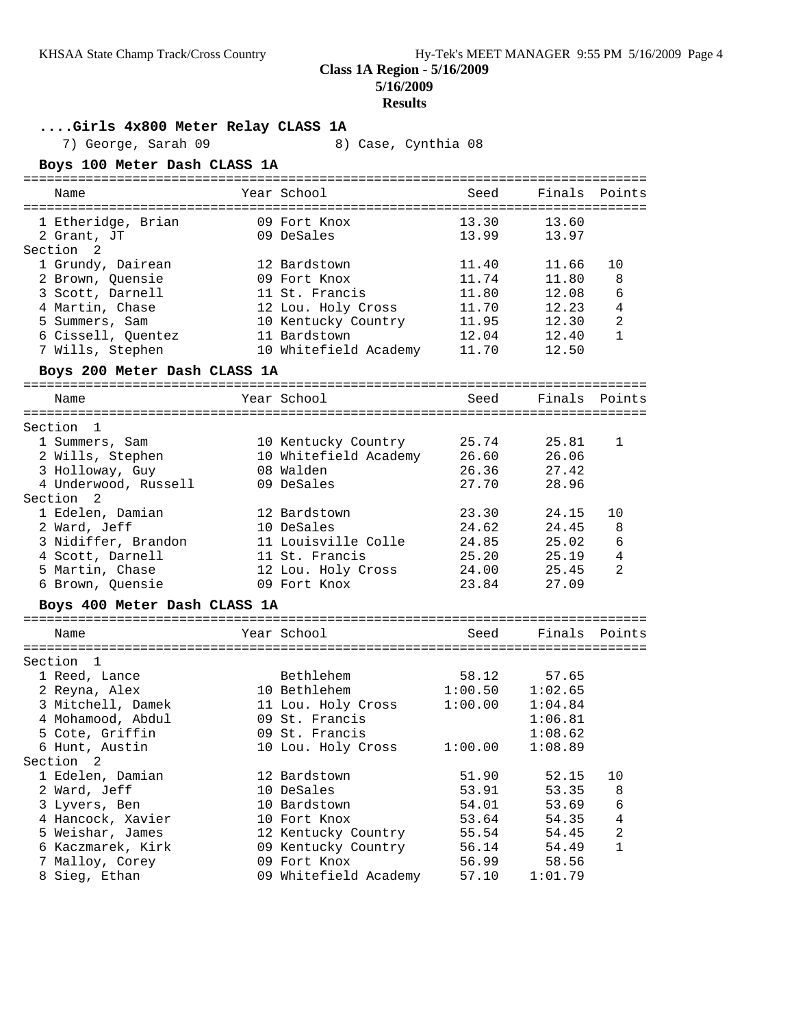## Class 1A Region - 5/16/2009
## 5/16/2009
## Results

### ....Girls 4x800 Meter Relay CLASS 1A

7) George, Sarah 09 8) Case, Cynthia 08

### Boys 100 Meter Dash CLASS 1A

| Name | Year | School | Seed | Finals | Points |
|---|---|---|---|---|---|
| 1 Etheridge, Brian | 09 | Fort Knox | 13.30 | 13.60 | |
| 2 Grant, JT | 09 | DeSales | 13.99 | 13.97 | |
| **Section 2** | | | | | |
| 1 Grundy, Dairean | 12 | Bardstown | 11.40 | 11.66 | 10 |
| 2 Brown, Quensie | 09 | Fort Knox | 11.74 | 11.80 | 8 |
| 3 Scott, Darnell | 11 | St. Francis | 11.80 | 12.08 | 6 |
| 4 Martin, Chase | 12 | Lou. Holy Cross | 11.70 | 12.23 | 4 |
| 5 Summers, Sam | 10 | Kentucky Country | 11.95 | 12.30 | 2 |
| 6 Cissell, Quentez | 11 | Bardstown | 12.04 | 12.40 | 1 |
| 7 Wills, Stephen | 10 | Whitefield Academy | 11.70 | 12.50 | |

### Boys 200 Meter Dash CLASS 1A

| Name | Year | School | Seed | Finals | Points |
|---|---|---|---|---|---|
| **Section 1** | | | | | |
| 1 Summers, Sam | 10 | Kentucky Country | 25.74 | 25.81 | 1 |
| 2 Wills, Stephen | 10 | Whitefield Academy | 26.60 | 26.06 | |
| 3 Holloway, Guy | 08 | Walden | 26.36 | 27.42 | |
| 4 Underwood, Russell | 09 | DeSales | 27.70 | 28.96 | |
| **Section 2** | | | | | |
| 1 Edelen, Damian | 12 | Bardstown | 23.30 | 24.15 | 10 |
| 2 Ward, Jeff | 10 | DeSales | 24.62 | 24.45 | 8 |
| 3 Nidiffer, Brandon | 11 | Louisville Colle | 24.85 | 25.02 | 6 |
| 4 Scott, Darnell | 11 | St. Francis | 25.20 | 25.19 | 4 |
| 5 Martin, Chase | 12 | Lou. Holy Cross | 24.00 | 25.45 | 2 |
| 6 Brown, Quensie | 09 | Fort Knox | 23.84 | 27.09 | |

### Boys 400 Meter Dash CLASS 1A

| Name | Year | School | Seed | Finals | Points |
|---|---|---|---|---|---|
| **Section 1** | | | | | |
| 1 Reed, Lance | | Bethlehem | 58.12 | 57.65 | |
| 2 Reyna, Alex | 10 | Bethlehem | 1:00.50 | 1:02.65 | |
| 3 Mitchell, Damek | 11 | Lou. Holy Cross | 1:00.00 | 1:04.84 | |
| 4 Mohamood, Abdul | 09 | St. Francis | | 1:06.81 | |
| 5 Cote, Griffin | 09 | St. Francis | | 1:08.62 | |
| 6 Hunt, Austin | 10 | Lou. Holy Cross | 1:00.00 | 1:08.89 | |
| **Section 2** | | | | | |
| 1 Edelen, Damian | 12 | Bardstown | 51.90 | 52.15 | 10 |
| 2 Ward, Jeff | 10 | DeSales | 53.91 | 53.35 | 8 |
| 3 Lyvers, Ben | 10 | Bardstown | 54.01 | 53.69 | 6 |
| 4 Hancock, Xavier | 10 | Fort Knox | 53.64 | 54.35 | 4 |
| 5 Weishar, James | 12 | Kentucky Country | 55.54 | 54.45 | 2 |
| 6 Kaczmarek, Kirk | 09 | Kentucky Country | 56.14 | 54.49 | 1 |
| 7 Malloy, Corey | 09 | Fort Knox | 56.99 | 58.56 | |
| 8 Sieg, Ethan | 09 | Whitefield Academy | 57.10 | 1:01.79 | |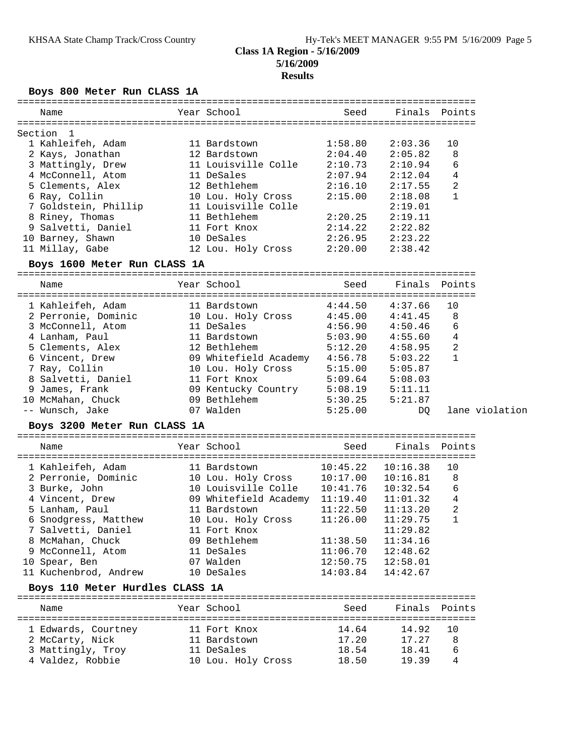# Class 1A Region - 5/16/2009

**5/16/2009**

**Results**

## Boys 800 Meter Run CLASS 1A

| | Name | Year | School | Seed | Finals | Points |
|---|---|---|---|---|---|---|
| Section 1 | | | | | | |
| 1 | Kahleifeh, Adam | 11 | Bardstown | 1:58.80 | 2:03.36 | 10 |
| 2 | Kays, Jonathan | 12 | Bardstown | 2:04.40 | 2:05.82 | 8 |
| 3 | Mattingly, Drew | 11 | Louisville Colle | 2:10.73 | 2:10.94 | 6 |
| 4 | McConnell, Atom | 11 | DeSales | 2:07.94 | 2:12.04 | 4 |
| 5 | Clements, Alex | 12 | Bethlehem | 2:16.10 | 2:17.55 | 2 |
| 6 | Ray, Collin | 10 | Lou. Holy Cross | 2:15.00 | 2:18.08 | 1 |
| 7 | Goldstein, Phillip | 11 | Louisville Colle | | 2:19.01 | |
| 8 | Riney, Thomas | 11 | Bethlehem | 2:20.25 | 2:19.11 | |
| 9 | Salvetti, Daniel | 11 | Fort Knox | 2:14.22 | 2:22.82 | |
| 10 | Barney, Shawn | 10 | DeSales | 2:26.95 | 2:23.22 | |
| 11 | Millay, Gabe | 12 | Lou. Holy Cross | 2:20.00 | 2:38.42 | |

## Boys 1600 Meter Run CLASS 1A

| | Name | Year | School | Seed | Finals | Points |
|---|---|---|---|---|---|---|
| 1 | Kahleifeh, Adam | 11 | Bardstown | 4:44.50 | 4:37.66 | 10 |
| 2 | Perronie, Dominic | 10 | Lou. Holy Cross | 4:45.00 | 4:41.45 | 8 |
| 3 | McConnell, Atom | 11 | DeSales | 4:56.90 | 4:50.46 | 6 |
| 4 | Lanham, Paul | 11 | Bardstown | 5:03.90 | 4:55.60 | 4 |
| 5 | Clements, Alex | 12 | Bethlehem | 5:12.20 | 4:58.95 | 2 |
| 6 | Vincent, Drew | 09 | Whitefield Academy | 4:56.78 | 5:03.22 | 1 |
| 7 | Ray, Collin | 10 | Lou. Holy Cross | 5:15.00 | 5:05.87 | |
| 8 | Salvetti, Daniel | 11 | Fort Knox | 5:09.64 | 5:08.03 | |
| 9 | James, Frank | 09 | Kentucky Country | 5:08.19 | 5:11.11 | |
| 10 | McMahan, Chuck | 09 | Bethlehem | 5:30.25 | 5:21.87 | |
| -- | Wunsch, Jake | 07 | Walden | 5:25.00 | DQ | lane violation |

## Boys 3200 Meter Run CLASS 1A

| | Name | Year | School | Seed | Finals | Points |
|---|---|---|---|---|---|---|
| 1 | Kahleifeh, Adam | 11 | Bardstown | 10:45.22 | 10:16.38 | 10 |
| 2 | Perronie, Dominic | 10 | Lou. Holy Cross | 10:17.00 | 10:16.81 | 8 |
| 3 | Burke, John | 10 | Louisville Colle | 10:41.76 | 10:32.54 | 6 |
| 4 | Vincent, Drew | 09 | Whitefield Academy | 11:19.40 | 11:01.32 | 4 |
| 5 | Lanham, Paul | 11 | Bardstown | 11:22.50 | 11:13.20 | 2 |
| 6 | Snodgress, Matthew | 10 | Lou. Holy Cross | 11:26.00 | 11:29.75 | 1 |
| 7 | Salvetti, Daniel | 11 | Fort Knox | | 11:29.82 | |
| 8 | McMahan, Chuck | 09 | Bethlehem | 11:38.50 | 11:34.16 | |
| 9 | McConnell, Atom | 11 | DeSales | 11:06.70 | 12:48.62 | |
| 10 | Spear, Ben | 07 | Walden | 12:50.75 | 12:58.01 | |
| 11 | Kuchenbrod, Andrew | 10 | DeSales | 14:03.84 | 14:42.67 | |

## Boys 110 Meter Hurdles CLASS 1A

| | Name | Year | School | Seed | Finals | Points |
|---|---|---|---|---|---|---|
| 1 | Edwards, Courtney | 11 | Fort Knox | 14.64 | 14.92 | 10 |
| 2 | McCarty, Nick | 11 | Bardstown | 17.20 | 17.27 | 8 |
| 3 | Mattingly, Troy | 11 | DeSales | 18.54 | 18.41 | 6 |
| 4 | Valdez, Robbie | 10 | Lou. Holy Cross | 18.50 | 19.39 | 4 |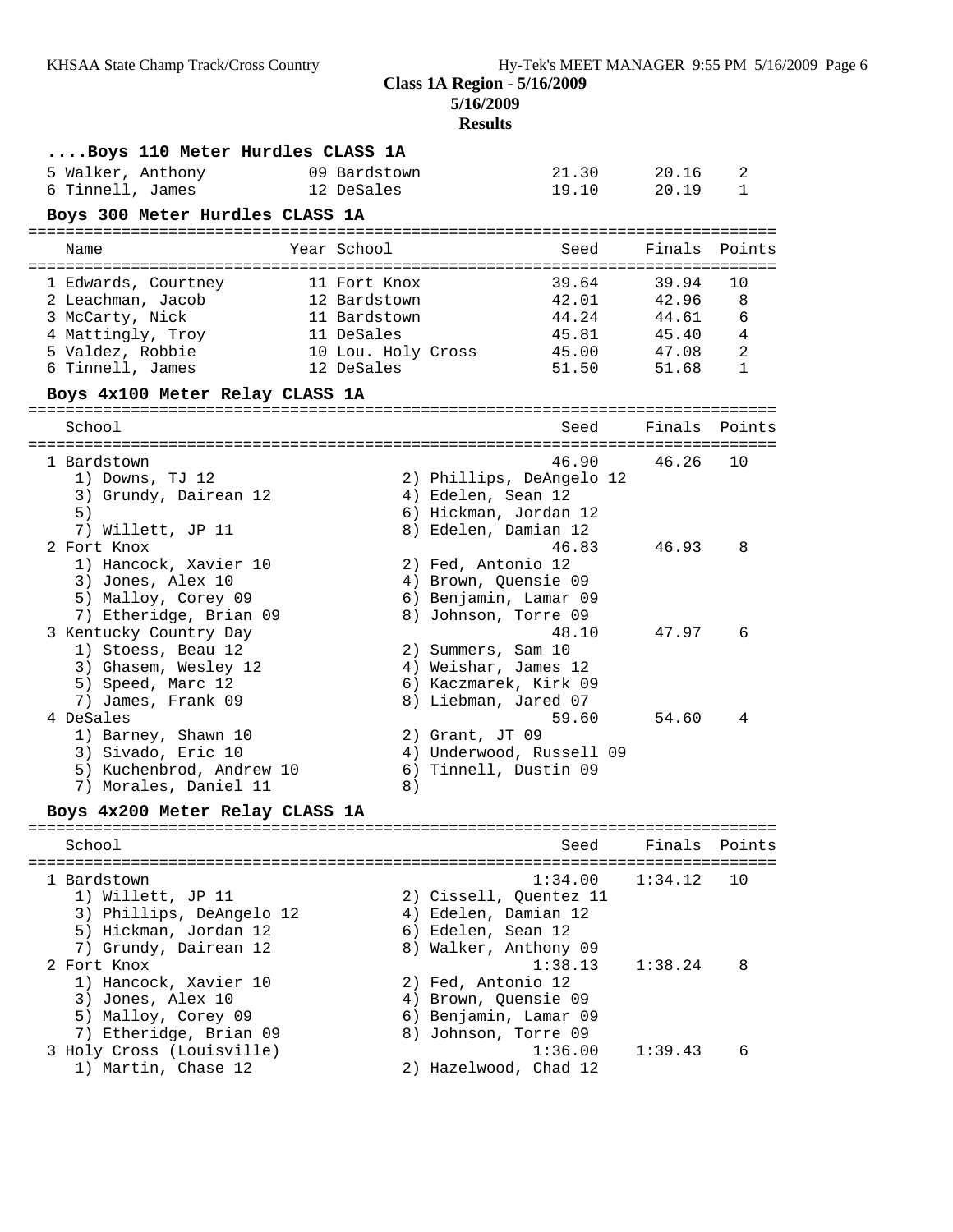**Class 1A Region - 5/16/2009**
**5/16/2009**
**Results**

### ....Boys 110 Meter Hurdles CLASS 1A

| Place | Name | Year | School | Seed | Finals | Points |
|---|---|---|---|---|---|---|
| 5 | Walker, Anthony | 09 | Bardstown | 21.30 | 20.16 | 2 |
| 6 | Tinnell, James | 12 | DeSales | 19.10 | 20.19 | 1 |

### Boys 300 Meter Hurdles CLASS 1A

| Place | Name | Year | School | Seed | Finals | Points |
|---|---|---|---|---|---|---|
| 1 | Edwards, Courtney | 11 | Fort Knox | 39.64 | 39.94 | 10 |
| 2 | Leachman, Jacob | 12 | Bardstown | 42.01 | 42.96 | 8 |
| 3 | McCarty, Nick | 11 | Bardstown | 44.24 | 44.61 | 6 |
| 4 | Mattingly, Troy | 11 | DeSales | 45.81 | 45.40 | 4 |
| 5 | Valdez, Robbie | 10 | Lou. Holy Cross | 45.00 | 47.08 | 2 |
| 6 | Tinnell, James | 12 | DeSales | 51.50 | 51.68 | 1 |

### Boys 4x100 Meter Relay CLASS 1A

| Place | School | Seed | Finals | Points |
|---|---|---|---|---|
| 1 | Bardstown | 46.90 | 46.26 | 10 |
| | 1) Downs, TJ 12; 2) Phillips, DeAngelo 12; 3) Grundy, Dairean 12; 4) Edelen, Sean 12; 5); 6) Hickman, Jordan 12; 7) Willett, JP 11; 8) Edelen, Damian 12 | | | |
| 2 | Fort Knox | 46.83 | 46.93 | 8 |
| | 1) Hancock, Xavier 10; 2) Fed, Antonio 12; 3) Jones, Alex 10; 4) Brown, Quensie 09; 5) Malloy, Corey 09; 6) Benjamin, Lamar 09; 7) Etheridge, Brian 09; 8) Johnson, Torre 09 | | | |
| 3 | Kentucky Country Day | 48.10 | 47.97 | 6 |
| | 1) Stoess, Beau 12; 2) Summers, Sam 10; 3) Ghasem, Wesley 12; 4) Weishar, James 12; 5) Speed, Marc 12; 6) Kaczmarek, Kirk 09; 7) James, Frank 09; 8) Liebman, Jared 07 | | | |
| 4 | DeSales | 59.60 | 54.60 | 4 |
| | 1) Barney, Shawn 10; 2) Grant, JT 09; 3) Sivado, Eric 10; 4) Underwood, Russell 09; 5) Kuchenbrod, Andrew 10; 6) Tinnell, Dustin 09; 7) Morales, Daniel 11; 8) | | | |

### Boys 4x200 Meter Relay CLASS 1A

| Place | School | Seed | Finals | Points |
|---|---|---|---|---|
| 1 | Bardstown | 1:34.00 | 1:34.12 | 10 |
| | 1) Willett, JP 11; 2) Cissell, Quentez 11; 3) Phillips, DeAngelo 12; 4) Edelen, Damian 12; 5) Hickman, Jordan 12; 6) Edelen, Sean 12; 7) Grundy, Dairean 12; 8) Walker, Anthony 09 | | | |
| 2 | Fort Knox | 1:38.13 | 1:38.24 | 8 |
| | 1) Hancock, Xavier 10; 2) Fed, Antonio 12; 3) Jones, Alex 10; 4) Brown, Quensie 09; 5) Malloy, Corey 09; 6) Benjamin, Lamar 09; 7) Etheridge, Brian 09; 8) Johnson, Torre 09 | | | |
| 3 | Holy Cross (Louisville) | 1:36.00 | 1:39.43 | 6 |
| | 1) Martin, Chase 12; 2) Hazelwood, Chad 12 | | | |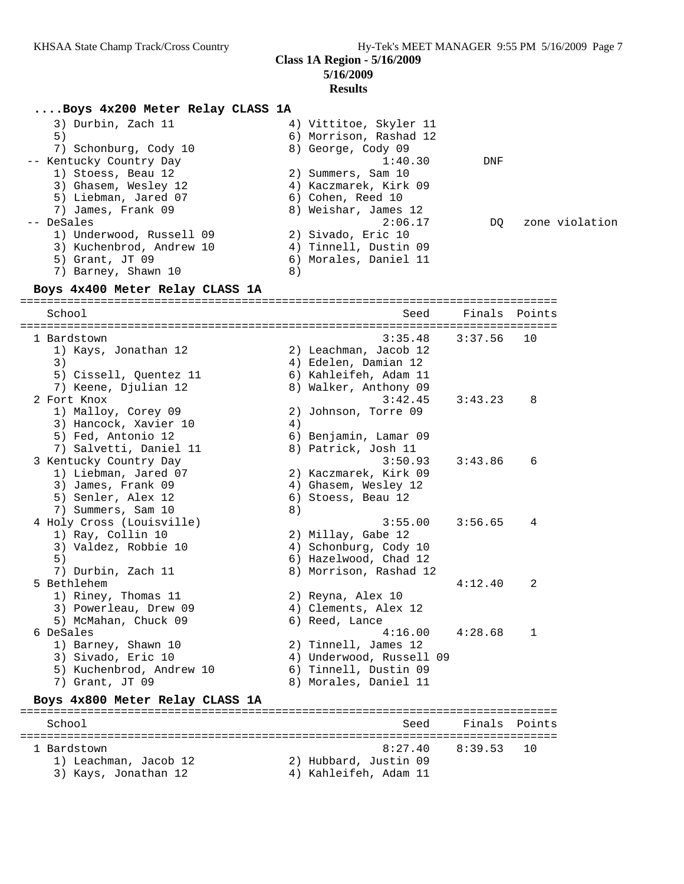## Class 1A Region - 5/16/2009

**5/16/2009**

**Results**

### ....Boys 4x200 Meter Relay CLASS 1A

```
    3) Durbin, Zach 11                4) Vittitoe, Skyler 11
    5)                                6) Morrison, Rashad 12
    7) Schonburg, Cody 10             8) George, Cody 09
 -- Kentucky Country Day                       1:40.30        DNF
    1) Stoess, Beau 12                2) Summers, Sam 10
    3) Ghasem, Wesley 12              4) Kaczmarek, Kirk 09
    5) Liebman, Jared 07              6) Cohen, Reed 10
    7) James, Frank 09                8) Weishar, James 12
 -- DeSales                                    2:06.17         DQ   zone violation
    1) Underwood, Russell 09          2) Sivado, Eric 10
    3) Kuchenbrod, Andrew 10          4) Tinnell, Dustin 09
    5) Grant, JT 09                   6) Morales, Daniel 11
    7) Barney, Shawn 10               8)
```

### Boys 4x400 Meter Relay CLASS 1A

```
================================================================================
    School                                        Seed     Finals  Points
================================================================================
  1 Bardstown                                  3:35.48    3:37.56   10
    1) Kays, Jonathan 12              2) Leachman, Jacob 12
    3)                                4) Edelen, Damian 12
    5) Cissell, Quentez 11            6) Kahleifeh, Adam 11
    7) Keene, Djulian 12              8) Walker, Anthony 09
  2 Fort Knox                                  3:42.45    3:43.23    8
    1) Malloy, Corey 09               2) Johnson, Torre 09
    3) Hancock, Xavier 10             4)
    5) Fed, Antonio 12                6) Benjamin, Lamar 09
    7) Salvetti, Daniel 11            8) Patrick, Josh 11
  3 Kentucky Country Day                       3:50.93    3:43.86    6
    1) Liebman, Jared 07              2) Kaczmarek, Kirk 09
    3) James, Frank 09                4) Ghasem, Wesley 12
    5) Senler, Alex 12                6) Stoess, Beau 12
    7) Summers, Sam 10                8)
  4 Holy Cross (Louisville)                    3:55.00    3:56.65    4
    1) Ray, Collin 10                 2) Millay, Gabe 12
    3) Valdez, Robbie 10              4) Schonburg, Cody 10
    5)                                6) Hazelwood, Chad 12
    7) Durbin, Zach 11                8) Morrison, Rashad 12
  5 Bethlehem                                             4:12.40    2
    1) Riney, Thomas 11               2) Reyna, Alex 10
    3) Powerleau, Drew 09             4) Clements, Alex 12
    5) McMahan, Chuck 09              6) Reed, Lance
  6 DeSales                                    4:16.00    4:28.68    1
    1) Barney, Shawn 10               2) Tinnell, James 12
    3) Sivado, Eric 10                4) Underwood, Russell 09
    5) Kuchenbrod, Andrew 10          6) Tinnell, Dustin 09
    7) Grant, JT 09                   8) Morales, Daniel 11
```

### Boys 4x800 Meter Relay CLASS 1A

```
================================================================================
    School                                        Seed     Finals  Points
================================================================================
  1 Bardstown                                  8:27.40    8:39.53   10
    1) Leachman, Jacob 12             2) Hubbard, Justin 09
    3) Kays, Jonathan 12              4) Kahleifeh, Adam 11
```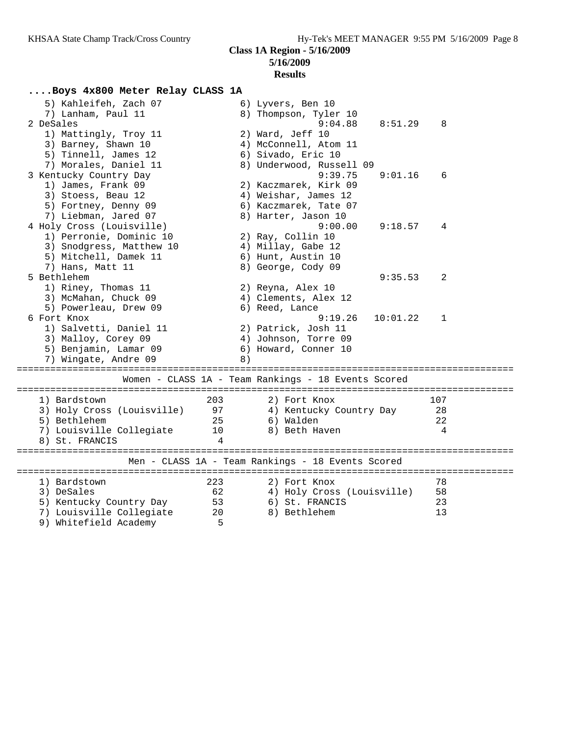**Class 1A Region - 5/16/2009**

**5/16/2009**

**Results**

### ....Boys 4x800 Meter Relay CLASS 1A

```
    5) Kahleifeh, Zach 07             6) Lyvers, Ben 10
    7) Lanham, Paul 11                8) Thompson, Tyler 10
  2 DeSales                                    9:04.88    8:51.29    8
    1) Mattingly, Troy 11             2) Ward, Jeff 10
    3) Barney, Shawn 10               4) McConnell, Atom 11
    5) Tinnell, James 12              6) Sivado, Eric 10
    7) Morales, Daniel 11             8) Underwood, Russell 09
  3 Kentucky Country Day                       9:39.75    9:01.16    6
    1) James, Frank 09                2) Kaczmarek, Kirk 09
    3) Stoess, Beau 12                4) Weishar, James 12
    5) Fortney, Denny 09              6) Kaczmarek, Tate 07
    7) Liebman, Jared 07              8) Harter, Jason 10
  4 Holy Cross (Louisville)                    9:00.00    9:18.57    4
    1) Perronie, Dominic 10           2) Ray, Collin 10
    3) Snodgress, Matthew 10          4) Millay, Gabe 12
    5) Mitchell, Damek 11             6) Hunt, Austin 10
    7) Hans, Matt 11                  8) George, Cody 09
  5 Bethlehem                                             9:35.53    2
    1) Riney, Thomas 11               2) Reyna, Alex 10
    3) McMahan, Chuck 09              4) Clements, Alex 12
    5) Powerleau, Drew 09             6) Reed, Lance
  6 Fort Knox                                  9:19.26   10:01.22    1
    1) Salvetti, Daniel 11            2) Patrick, Josh 11
    3) Malloy, Corey 09               4) Johnson, Torre 09
    5) Benjamin, Lamar 09             6) Howard, Conner 10
    7) Wingate, Andre 09              8)
```

### Women - CLASS 1A - Team Rankings - 18 Events Scored

```
    1) Bardstown                 203       2) Fort Knox                  107
    3) Holy Cross (Louisville)    97       4) Kentucky Country Day        28
    5) Bethlehem                  25       6) Walden                      22
    7) Louisville Collegiate      10       8) Beth Haven                   4
    8) St. FRANCIS                 4
```

### Men - CLASS 1A - Team Rankings - 18 Events Scored

```
    1) Bardstown                 223       2) Fort Knox                   78
    3) DeSales                    62       4) Holy Cross (Louisville)     58
    5) Kentucky Country Day       53       6) St. FRANCIS                 23
    7) Louisville Collegiate      20       8) Bethlehem                   13
    9) Whitefield Academy          5
```